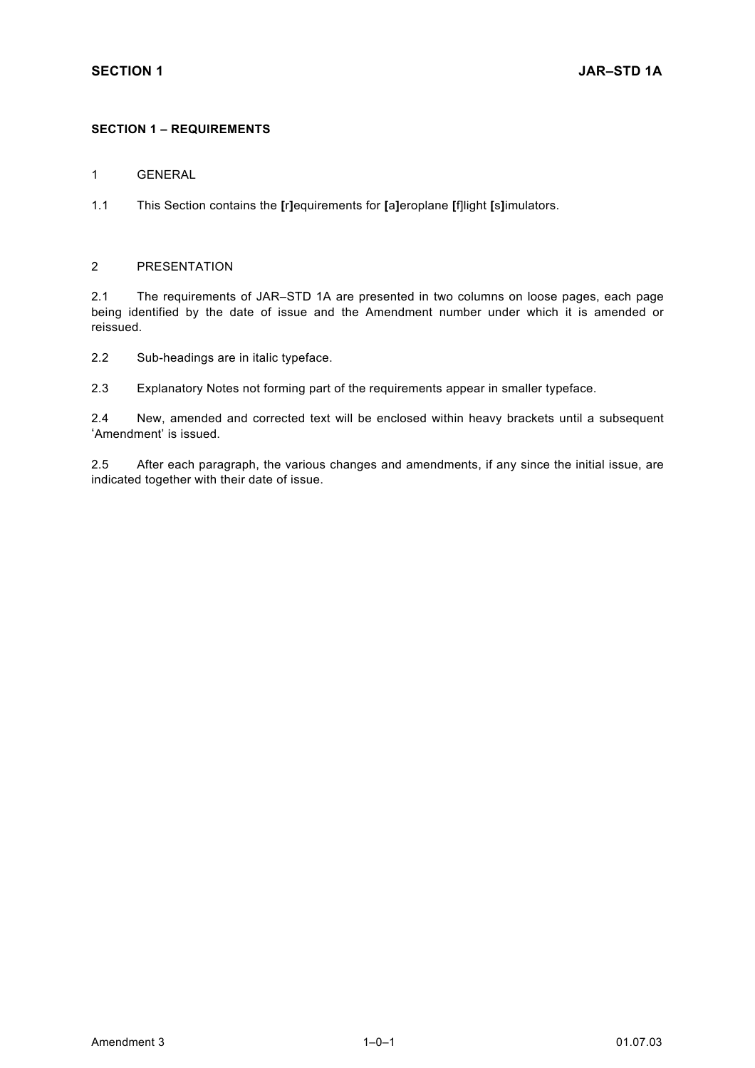## SECTION 1 – REQUIREMENTS

1 GENERAL

1.1 This Section contains the [r]equirements for [a]eroplane [f]light [s]imulators.

2 PRESENTATION

2.1 The requirements of JAR–STD 1A are presented in two columns on loose pages, each page being identified by the date of issue and the Amendment number under which it is amended or reissued.

2.2 Sub-headings are in italic typeface.

2.3 Explanatory Notes not forming part of the requirements appear in smaller typeface.

2.4 New, amended and corrected text will be enclosed within heavy brackets until a subsequent 'Amendment' is issued.

2.5 After each paragraph, the various changes and amendments, if any since the initial issue, are indicated together with their date of issue.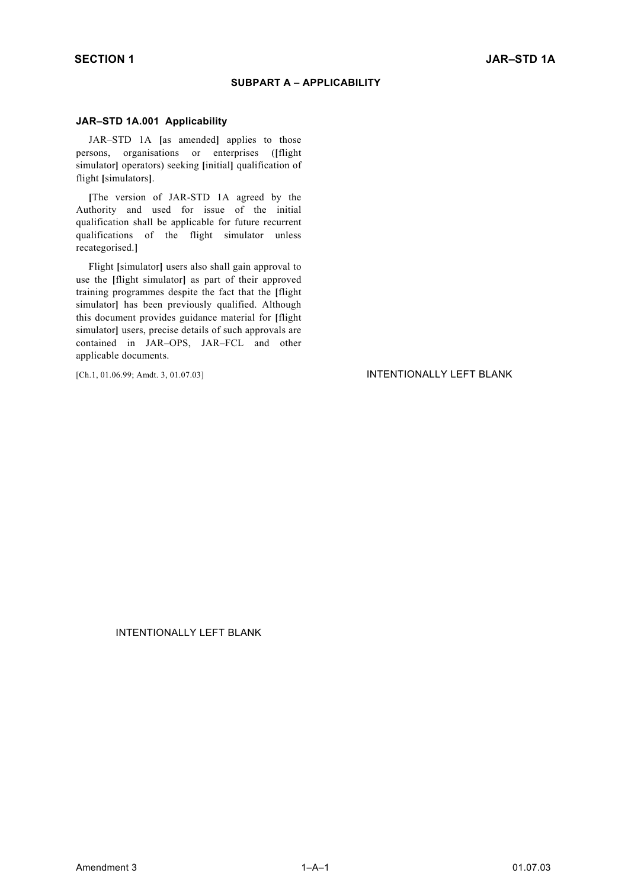## SUBPART A – APPLICABILITY

### JAR–STD 1A.001 Applicability

JAR–STD 1A [as amended] applies to those persons, organisations or enterprises ([flight simulator] operators) seeking [initial] qualification of flight [simulators].

[The version of JAR-STD 1A agreed by the Authority and used for issue of the initial qualification shall be applicable for future recurrent qualifications of the flight simulator unless recategorised.]

Flight [simulator] users also shall gain approval to use the [flight simulator] as part of their approved training programmes despite the fact that the [flight simulator] has been previously qualified. Although this document provides guidance material for [flight simulator] users, precise details of such approvals are contained in JAR–OPS, JAR–FCL and other applicable documents.

[Ch.1, 01.06.99; Amdt. 3, 01.07.03]

INTENTIONALLY LEFT BLANK

INTENTIONALLY LEFT BLANK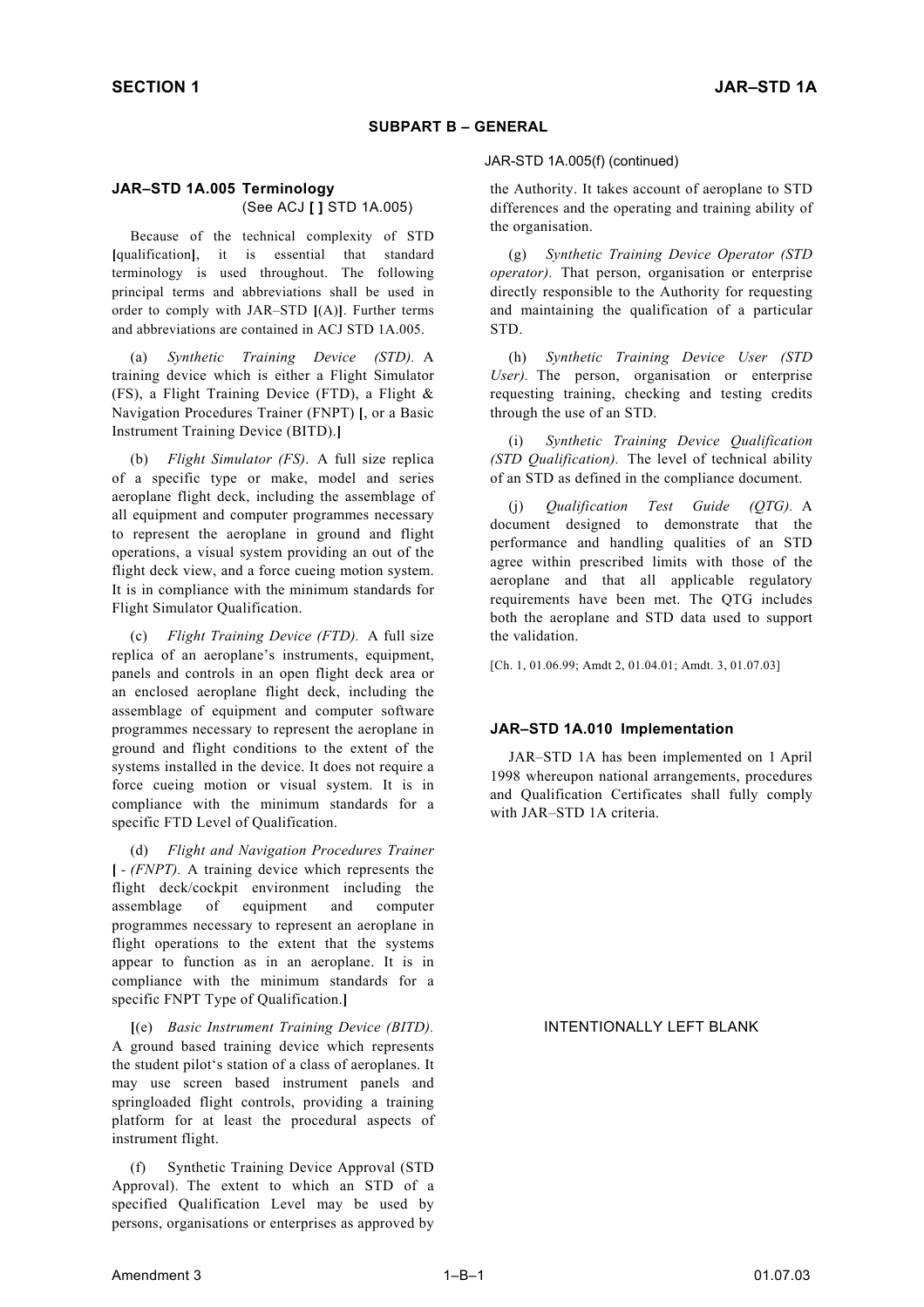## SUBPART B – GENERAL

### JAR–STD 1A.005 Terminology
(See ACJ [ ] STD 1A.005)

Because of the technical complexity of STD [qualification], it is essential that standard terminology is used throughout. The following principal terms and abbreviations shall be used in order to comply with JAR–STD [(A)]. Further terms and abbreviations are contained in ACJ STD 1A.005.

(a) *Synthetic Training Device (STD).* A training device which is either a Flight Simulator (FS), a Flight Training Device (FTD), a Flight & Navigation Procedures Trainer (FNPT) [, or a Basic Instrument Training Device (BITD).]

(b) *Flight Simulator (FS)*. A full size replica of a specific type or make, model and series aeroplane flight deck, including the assemblage of all equipment and computer programmes necessary to represent the aeroplane in ground and flight operations, a visual system providing an out of the flight deck view, and a force cueing motion system. It is in compliance with the minimum standards for Flight Simulator Qualification.

(c) *Flight Training Device (FTD).* A full size replica of an aeroplane's instruments, equipment, panels and controls in an open flight deck area or an enclosed aeroplane flight deck, including the assemblage of equipment and computer software programmes necessary to represent the aeroplane in ground and flight conditions to the extent of the systems installed in the device. It does not require a force cueing motion or visual system. It is in compliance with the minimum standards for a specific FTD Level of Qualification.

(d) *Flight and Navigation Procedures Trainer* [ - *(FNPT).* A training device which represents the flight deck/cockpit environment including the assemblage of equipment and computer programmes necessary to represent an aeroplane in flight operations to the extent that the systems appear to function as in an aeroplane. It is in compliance with the minimum standards for a specific FNPT Type of Qualification.]

[(e) *Basic Instrument Training Device (BITD).* A ground based training device which represents the student pilot's station of a class of aeroplanes. It may use screen based instrument panels and springloaded flight controls, providing a training platform for at least the procedural aspects of instrument flight.

(f) Synthetic Training Device Approval (STD Approval). The extent to which an STD of a specified Qualification Level may be used by persons, organisations or enterprises as approved by the Authority. It takes account of aeroplane to STD differences and the operating and training ability of the organisation.

(g) *Synthetic Training Device Operator (STD operator).* That person, organisation or enterprise directly responsible to the Authority for requesting and maintaining the qualification of a particular STD.

(h) *Synthetic Training Device User (STD User).* The person, organisation or enterprise requesting training, checking and testing credits through the use of an STD.

(i) *Synthetic Training Device Qualification (STD Qualification).* The level of technical ability of an STD as defined in the compliance document.

(j) *Qualification Test Guide (QTG).* A document designed to demonstrate that the performance and handling qualities of an STD agree within prescribed limits with those of the aeroplane and that all applicable regulatory requirements have been met. The QTG includes both the aeroplane and STD data used to support the validation.

[Ch. 1, 01.06.99; Amdt 2, 01.04.01; Amdt. 3, 01.07.03]

### JAR–STD 1A.010 Implementation

JAR–STD 1A has been implemented on 1 April 1998 whereupon national arrangements, procedures and Qualification Certificates shall fully comply with JAR–STD 1A criteria.

INTENTIONALLY LEFT BLANK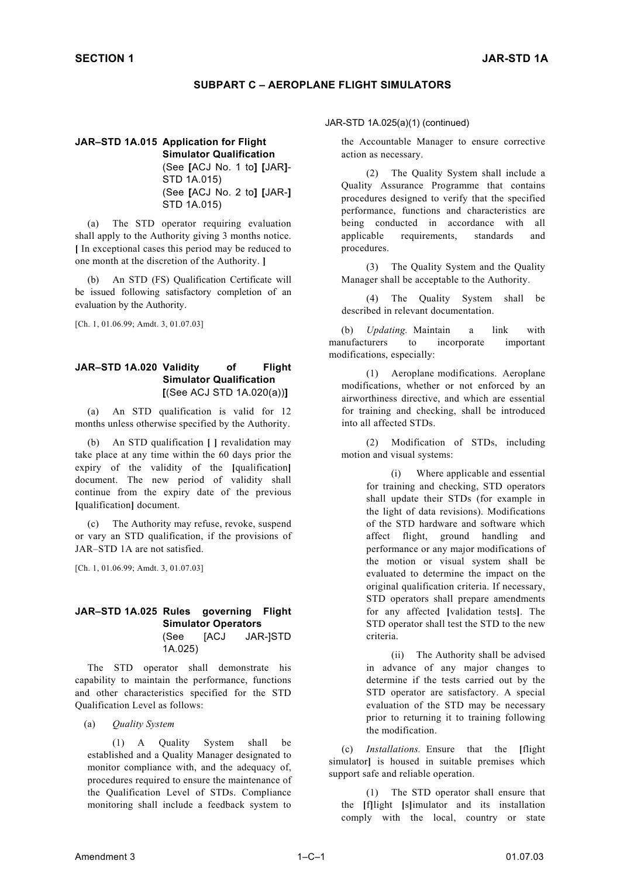## SUBPART C – AEROPLANE FLIGHT SIMULATORS

### JAR–STD 1A.015 Application for Flight Simulator Qualification
(See **[**ACJ No. 1 to**]** **[**JAR**]**-STD 1A.015)
(See **[**ACJ No. 2 to**]** **[**JAR-**]** STD 1A.015)

(a) The STD operator requiring evaluation shall apply to the Authority giving 3 months notice. **[** In exceptional cases this period may be reduced to one month at the discretion of the Authority. **]**

(b) An STD (FS) Qualification Certificate will be issued following satisfactory completion of an evaluation by the Authority.

[Ch. 1, 01.06.99; Amdt. 3, 01.07.03]

### JAR–STD 1A.020 Validity of Flight Simulator Qualification
**[**(See ACJ STD 1A.020(a))**]**

(a) An STD qualification is valid for 12 months unless otherwise specified by the Authority.

(b) An STD qualification **[ ]** revalidation may take place at any time within the 60 days prior the expiry of the validity of the **[**qualification**]** document. The new period of validity shall continue from the expiry date of the previous **[**qualification**]** document.

(c) The Authority may refuse, revoke, suspend or vary an STD qualification, if the provisions of JAR–STD 1A are not satisfied.

[Ch. 1, 01.06.99; Amdt. 3, 01.07.03]

### JAR–STD 1A.025 Rules governing Flight Simulator Operators
(See [ACJ JAR-]STD 1A.025)

The STD operator shall demonstrate his capability to maintain the performance, functions and other characteristics specified for the STD Qualification Level as follows:

(a) *Quality System*

(1) A Quality System shall be established and a Quality Manager designated to monitor compliance with, and the adequacy of, procedures required to ensure the maintenance of the Qualification Level of STDs. Compliance monitoring shall include a feedback system to the Accountable Manager to ensure corrective action as necessary.

(2) The Quality System shall include a Quality Assurance Programme that contains procedures designed to verify that the specified performance, functions and characteristics are being conducted in accordance with all applicable requirements, standards and procedures.

(3) The Quality System and the Quality Manager shall be acceptable to the Authority.

(4) The Quality System shall be described in relevant documentation.

(b) *Updating.* Maintain a link with manufacturers to incorporate important modifications, especially:

(1) Aeroplane modifications. Aeroplane modifications, whether or not enforced by an airworthiness directive, and which are essential for training and checking, shall be introduced into all affected STDs.

(2) Modification of STDs, including motion and visual systems:

(i) Where applicable and essential for training and checking, STD operators shall update their STDs (for example in the light of data revisions). Modifications of the STD hardware and software which affect flight, ground handling and performance or any major modifications of the motion or visual system shall be evaluated to determine the impact on the original qualification criteria. If necessary, STD operators shall prepare amendments for any affected **[**validation tests**]**. The STD operator shall test the STD to the new criteria.

(ii) The Authority shall be advised in advance of any major changes to determine if the tests carried out by the STD operator are satisfactory. A special evaluation of the STD may be necessary prior to returning it to training following the modification.

(c) *Installations.* Ensure that the **[**flight simulator**]** is housed in suitable premises which support safe and reliable operation.

(1) The STD operator shall ensure that the **[**f**]**light **[**s**]**imulator and its installation comply with the local, country or state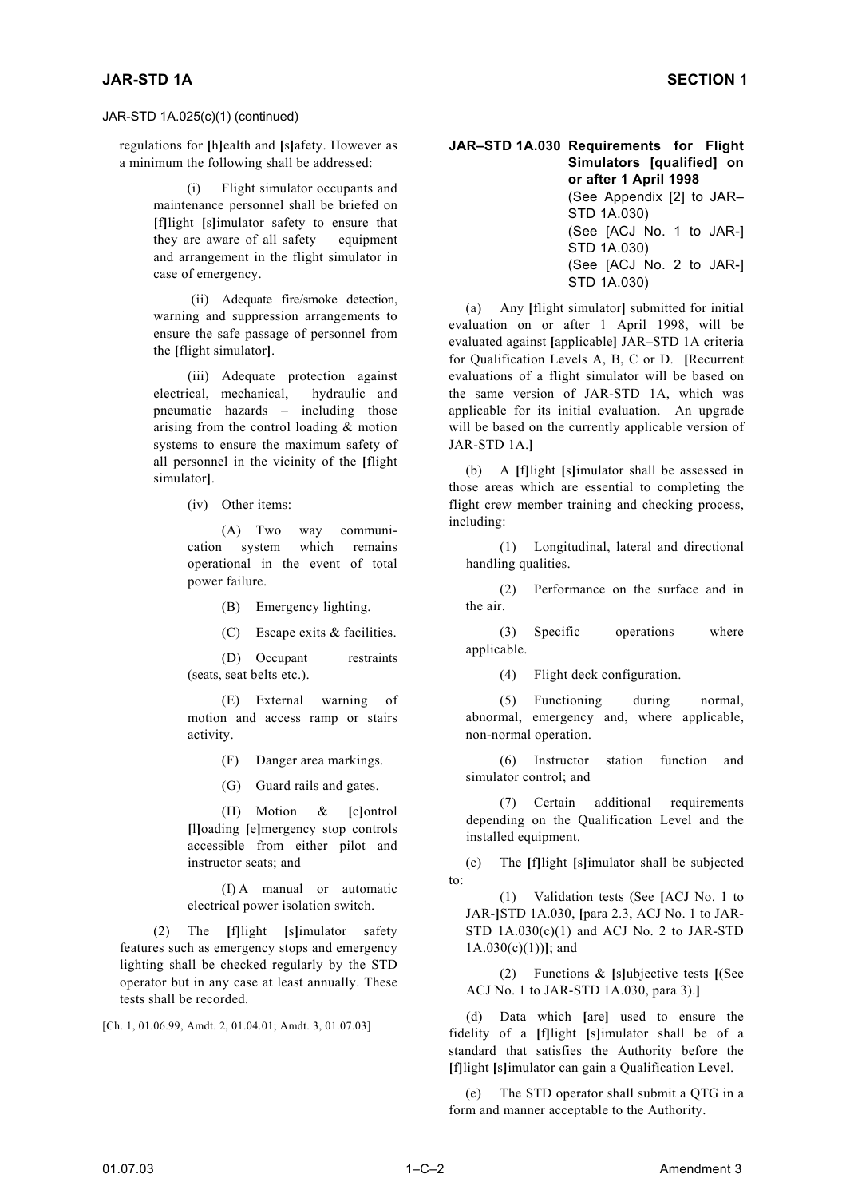JAR-STD 1A.025(c)(1) (continued)

regulations for [h]ealth and [s]afety. However as a minimum the following shall be addressed:

(i) Flight simulator occupants and maintenance personnel shall be briefed on [f]light [s]imulator safety to ensure that they are aware of all safety equipment and arrangement in the flight simulator in case of emergency.

(ii) Adequate fire/smoke detection, warning and suppression arrangements to ensure the safe passage of personnel from the [flight simulator].

(iii) Adequate protection against electrical, mechanical, hydraulic and pneumatic hazards – including those arising from the control loading & motion systems to ensure the maximum safety of all personnel in the vicinity of the [flight simulator].

(iv) Other items:

(A) Two way communication system which remains operational in the event of total power failure.

(B) Emergency lighting.

(C) Escape exits & facilities.

(D) Occupant restraints (seats, seat belts etc.).

(E) External warning of motion and access ramp or stairs activity.

(F) Danger area markings.

(G) Guard rails and gates.

(H) Motion & [c]ontrol [l]oading [e]mergency stop controls accessible from either pilot and instructor seats; and

(I) A manual or automatic electrical power isolation switch.

(2) The [f]light [s]imulator safety features such as emergency stops and emergency lighting shall be checked regularly by the STD operator but in any case at least annually. These tests shall be recorded.

[Ch. 1, 01.06.99, Amdt. 2, 01.04.01; Amdt. 3, 01.07.03]

**JAR–STD 1A.030 Requirements for Flight Simulators [qualified] on or after 1 April 1998**
(See Appendix [2] to JAR–STD 1A.030)
(See [ACJ No. 1 to JAR-] STD 1A.030)
(See [ACJ No. 2 to JAR-] STD 1A.030)

(a) Any [flight simulator] submitted for initial evaluation on or after 1 April 1998, will be evaluated against [applicable] JAR–STD 1A criteria for Qualification Levels A, B, C or D. [Recurrent evaluations of a flight simulator will be based on the same version of JAR-STD 1A, which was applicable for its initial evaluation. An upgrade will be based on the currently applicable version of JAR-STD 1A.]

(b) A [f]light [s]imulator shall be assessed in those areas which are essential to completing the flight crew member training and checking process, including:

(1) Longitudinal, lateral and directional handling qualities.

(2) Performance on the surface and in the air.

(3) Specific operations where applicable.

(4) Flight deck configuration.

(5) Functioning during normal, abnormal, emergency and, where applicable, non-normal operation.

(6) Instructor station function and simulator control; and

(7) Certain additional requirements depending on the Qualification Level and the installed equipment.

(c) The [f]light [s]imulator shall be subjected to:

(1) Validation tests (See [ACJ No. 1 to JAR-]STD 1A.030, [para 2.3, ACJ No. 1 to JAR-STD 1A.030(c)(1) and ACJ No. 2 to JAR-STD 1A.030(c)(1))]; and

(2) Functions & [s]ubjective tests [(See ACJ No. 1 to JAR-STD 1A.030, para 3).]

(d) Data which [are] used to ensure the fidelity of a [f]light [s]imulator shall be of a standard that satisfies the Authority before the [f]light [s]imulator can gain a Qualification Level.

(e) The STD operator shall submit a QTG in a form and manner acceptable to the Authority.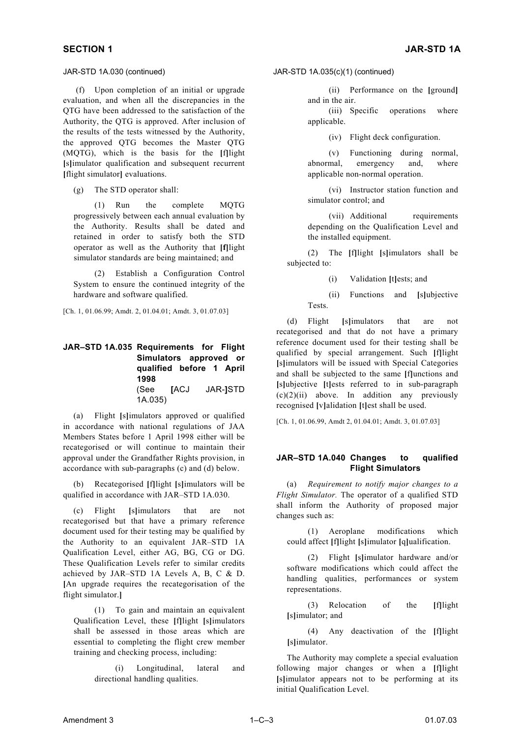JAR-STD 1A.030 (continued)

(f) Upon completion of an initial or upgrade evaluation, and when all the discrepancies in the QTG have been addressed to the satisfaction of the Authority, the QTG is approved. After inclusion of the results of the tests witnessed by the Authority, the approved QTG becomes the Master QTG (MQTG), which is the basis for the [f]light [s]imulator qualification and subsequent recurrent [flight simulator] evaluations.

(g) The STD operator shall:

(1) Run the complete MQTG progressively between each annual evaluation by the Authority. Results shall be dated and retained in order to satisfy both the STD operator as well as the Authority that [f]light simulator standards are being maintained; and

(2) Establish a Configuration Control System to ensure the continued integrity of the hardware and software qualified.

[Ch. 1, 01.06.99; Amdt. 2, 01.04.01; Amdt. 3, 01.07.03]

## JAR–STD 1A.035 Requirements for Flight Simulators approved or qualified before 1 April 1998 (See [ACJ JAR-]STD 1A.035)

(a) Flight [s]imulators approved or qualified in accordance with national regulations of JAA Members States before 1 April 1998 either will be recategorised or will continue to maintain their approval under the Grandfather Rights provision, in accordance with sub-paragraphs (c) and (d) below.

(b) Recategorised [f]light [s]imulators will be qualified in accordance with JAR–STD 1A.030.

(c) Flight [s]imulators that are not recategorised but that have a primary reference document used for their testing may be qualified by the Authority to an equivalent JAR–STD 1A Qualification Level, either AG, BG, CG or DG. These Qualification Levels refer to similar credits achieved by JAR–STD 1A Levels A, B, C & D. [An upgrade requires the recategorisation of the flight simulator.]

(1) To gain and maintain an equivalent Qualification Level, these [f]light [s]imulators shall be assessed in those areas which are essential to completing the flight crew member training and checking process, including:

(i) Longitudinal, lateral and directional handling qualities.

JAR-STD 1A.035(c)(1) (continued)

(ii) Performance on the [ground] and in the air.

(iii) Specific operations where applicable.

(iv) Flight deck configuration.

(v) Functioning during normal, abnormal, emergency and, where applicable non-normal operation.

(vi) Instructor station function and simulator control; and

(vii) Additional requirements depending on the Qualification Level and the installed equipment.

(2) The [f]light [s]imulators shall be subjected to:

(i) Validation [t]ests; and

(ii) Functions and [s]ubjective Tests.

(d) Flight [s]imulators that are not recategorised and that do not have a primary reference document used for their testing shall be qualified by special arrangement. Such [f]light [s]imulators will be issued with Special Categories and shall be subjected to the same [f]unctions and [s]ubjective [t]ests referred to in sub-paragraph (c)(2)(ii) above. In addition any previously recognised [v]alidation [t]est shall be used.

[Ch. 1, 01.06.99, Amdt 2, 01.04.01; Amdt. 3, 01.07.03]

## JAR–STD 1A.040 Changes to qualified Flight Simulators

(a) *Requirement to notify major changes to a Flight Simulator.* The operator of a qualified STD shall inform the Authority of proposed major changes such as:

(1) Aeroplane modifications which could affect [f]light [s]imulator [q]ualification.

(2) Flight [s]imulator hardware and/or software modifications which could affect the handling qualities, performances or system representations.

(3) Relocation of the [f]light [s]imulator; and

(4) Any deactivation of the [f]light [s]imulator.

The Authority may complete a special evaluation following major changes or when a [f]light [s]imulator appears not to be performing at its initial Qualification Level.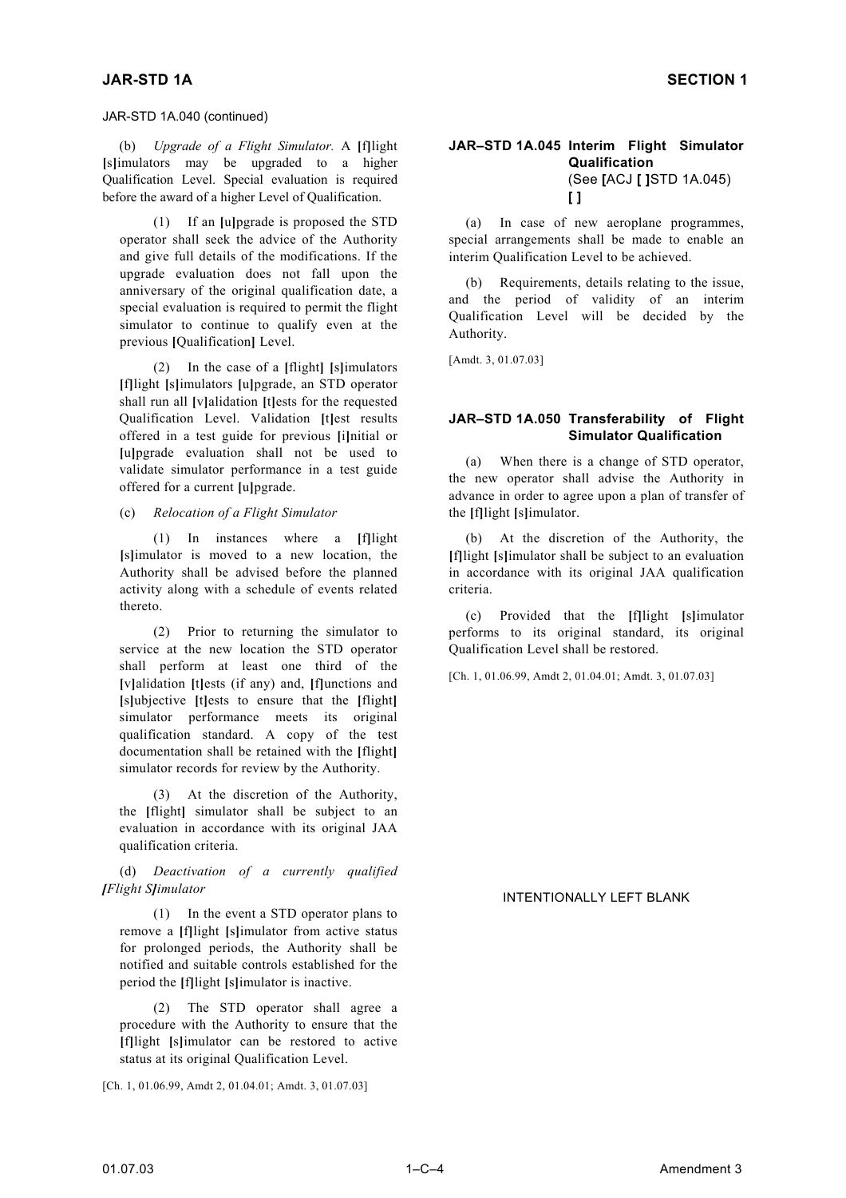JAR-STD 1A.040 (continued)

(b) *Upgrade of a Flight Simulator.* A **[**f**]**light **[**s**]**imulators may be upgraded to a higher Qualification Level. Special evaluation is required before the award of a higher Level of Qualification.

(1) If an **[**u**]**pgrade is proposed the STD operator shall seek the advice of the Authority and give full details of the modifications. If the upgrade evaluation does not fall upon the anniversary of the original qualification date, a special evaluation is required to permit the flight simulator to continue to qualify even at the previous **[**Qualification**]** Level.

(2) In the case of a **[**flight**]** **[**s**]**imulators **[**f**]**light **[**s**]**imulators **[**u**]**pgrade, an STD operator shall run all **[**v**]**alidation **[**t**]**ests for the requested Qualification Level. Validation **[**t**]**est results offered in a test guide for previous **[**i**]**nitial or **[**u**]**pgrade evaluation shall not be used to validate simulator performance in a test guide offered for a current **[**u**]**pgrade.

(c) *Relocation of a Flight Simulator*

(1) In instances where a **[**f**]**light **[**s**]**imulator is moved to a new location, the Authority shall be advised before the planned activity along with a schedule of events related thereto.

(2) Prior to returning the simulator to service at the new location the STD operator shall perform at least one third of the **[**v**]**alidation **[**t**]**ests (if any) and, **[**f**]**unctions and **[**s**]**ubjective **[**t**]**ests to ensure that the **[**flight**]** simulator performance meets its original qualification standard. A copy of the test documentation shall be retained with the **[**flight**]** simulator records for review by the Authority.

(3) At the discretion of the Authority, the **[**flight**]** simulator shall be subject to an evaluation in accordance with its original JAA qualification criteria.

(d) *Deactivation of a currently qualified **[**Flight S**]**imulator*

(1) In the event a STD operator plans to remove a **[**f**]**light **[**s**]**imulator from active status for prolonged periods, the Authority shall be notified and suitable controls established for the period the **[**f**]**light **[**s**]**imulator is inactive.

(2) The STD operator shall agree a procedure with the Authority to ensure that the **[**f**]**light **[**s**]**imulator can be restored to active status at its original Qualification Level.

[Ch. 1, 01.06.99, Amdt 2, 01.04.01; Amdt. 3, 01.07.03]

## JAR–STD 1A.045 Interim Flight Simulator Qualification
(See **[**ACJ **[ ]**STD 1A.045)
**[ ]**

(a) In case of new aeroplane programmes, special arrangements shall be made to enable an interim Qualification Level to be achieved.

(b) Requirements, details relating to the issue, and the period of validity of an interim Qualification Level will be decided by the Authority.

[Amdt. 3, 01.07.03]

## JAR–STD 1A.050 Transferability of Flight Simulator Qualification

(a) When there is a change of STD operator, the new operator shall advise the Authority in advance in order to agree upon a plan of transfer of the **[**f**]**light **[**s**]**imulator.

(b) At the discretion of the Authority, the **[**f**]**light **[**s**]**imulator shall be subject to an evaluation in accordance with its original JAA qualification criteria.

(c) Provided that the **[**f**]**light **[**s**]**imulator performs to its original standard, its original Qualification Level shall be restored.

[Ch. 1, 01.06.99, Amdt 2, 01.04.01; Amdt. 3, 01.07.03]

INTENTIONALLY LEFT BLANK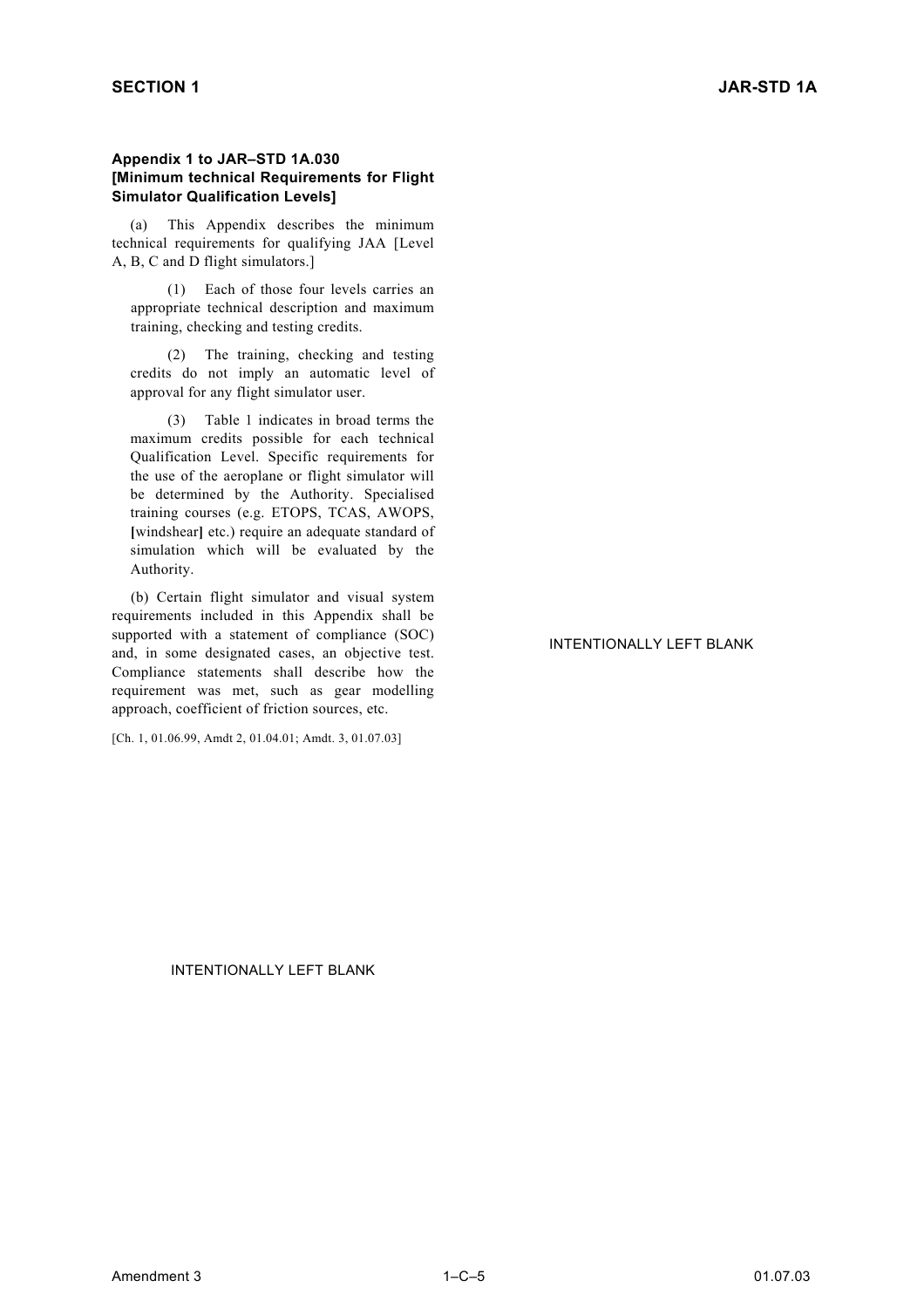**Appendix 1 to JAR–STD 1A.030 [Minimum technical Requirements for Flight Simulator Qualification Levels]**

(a) This Appendix describes the minimum technical requirements for qualifying JAA [Level A, B, C and D flight simulators.]

(1) Each of those four levels carries an appropriate technical description and maximum training, checking and testing credits.

(2) The training, checking and testing credits do not imply an automatic level of approval for any flight simulator user.

(3) Table 1 indicates in broad terms the maximum credits possible for each technical Qualification Level. Specific requirements for the use of the aeroplane or flight simulator will be determined by the Authority. Specialised training courses (e.g. ETOPS, TCAS, AWOPS, [windshear] etc.) require an adequate standard of simulation which will be evaluated by the Authority.

(b) Certain flight simulator and visual system requirements included in this Appendix shall be supported with a statement of compliance (SOC) and, in some designated cases, an objective test. Compliance statements shall describe how the requirement was met, such as gear modelling approach, coefficient of friction sources, etc.

[Ch. 1, 01.06.99, Amdt 2, 01.04.01; Amdt. 3, 01.07.03]

INTENTIONALLY LEFT BLANK

INTENTIONALLY LEFT BLANK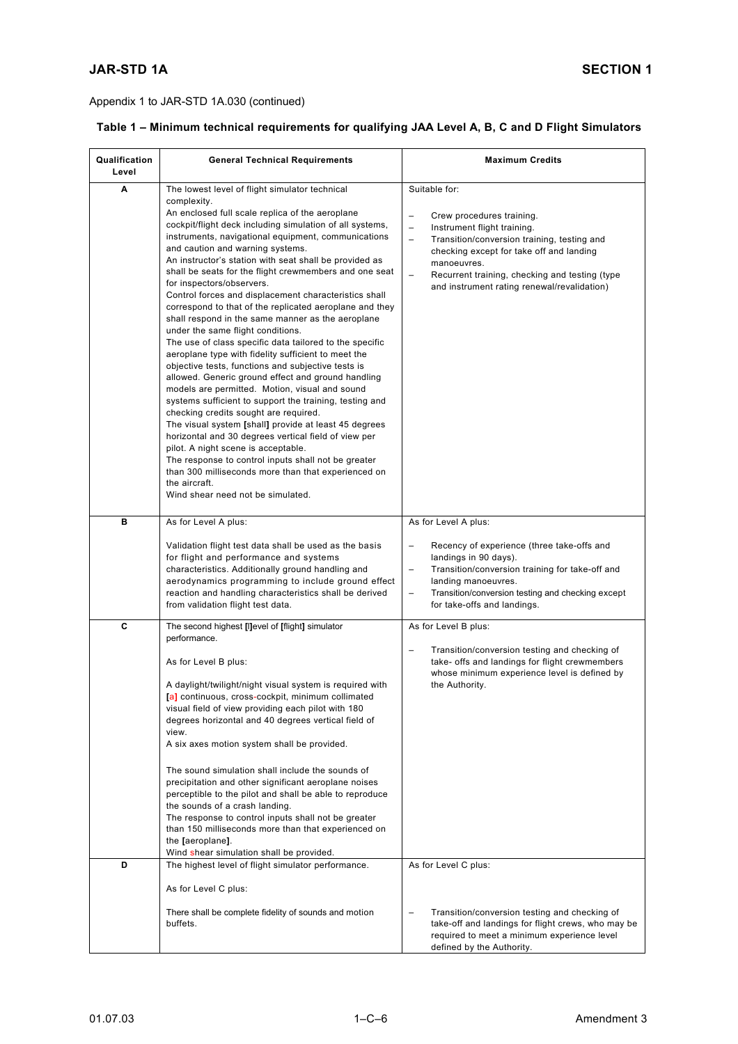Appendix 1 to JAR-STD 1A.030 (continued)

**Table 1 – Minimum technical requirements for qualifying JAA Level A, B, C and D Flight Simulators**

| Qualification Level | General Technical Requirements | Maximum Credits |
|---|---|---|
| **A** | The lowest level of flight simulator technical complexity.<br>An enclosed full scale replica of the aeroplane cockpit/flight deck including simulation of all systems, instruments, navigational equipment, communications and caution and warning systems.<br>An instructor's station with seat shall be provided as shall be seats for the flight crewmembers and one seat for inspectors/observers.<br>Control forces and displacement characteristics shall correspond to that of the replicated aeroplane and they shall respond in the same manner as the aeroplane under the same flight conditions.<br>The use of class specific data tailored to the specific aeroplane type with fidelity sufficient to meet the objective tests, functions and subjective tests is allowed. Generic ground effect and ground handling models are permitted. Motion, visual and sound systems sufficient to support the training, testing and checking credits sought are required.<br>The visual system [shall] provide at least 45 degrees horizontal and 30 degrees vertical field of view per pilot. A night scene is acceptable.<br>The response to control inputs shall not be greater than 300 milliseconds more than that experienced on the aircraft.<br>Wind shear need not be simulated. | Suitable for:<br>– Crew procedures training.<br>– Instrument flight training.<br>– Transition/conversion training, testing and checking except for take off and landing manoeuvres.<br>– Recurrent training, checking and testing (type and instrument rating renewal/revalidation) |
| **B** | As for Level A plus:<br><br>Validation flight test data shall be used as the basis for flight and performance and systems characteristics. Additionally ground handling and aerodynamics programming to include ground effect reaction and handling characteristics shall be derived from validation flight test data. | As for Level A plus:<br><br>– Recency of experience (three take-offs and landings in 90 days).<br>– Transition/conversion training for take-off and landing manoeuvres.<br>– Transition/conversion testing and checking except for take-offs and landings. |
| **C** | The second highest [l]evel of [flight] simulator performance.<br><br>As for Level B plus:<br><br>A daylight/twilight/night visual system is required with [a] continuous, cross-cockpit, minimum collimated visual field of view providing each pilot with 180 degrees horizontal and 40 degrees vertical field of view.<br>A six axes motion system shall be provided.<br><br>The sound simulation shall include the sounds of precipitation and other significant aeroplane noises perceptible to the pilot and shall be able to reproduce the sounds of a crash landing.<br>The response to control inputs shall not be greater than 150 milliseconds more than that experienced on the [aeroplane].<br>Wind shear simulation shall be provided. | As for Level B plus:<br><br>– Transition/conversion testing and checking of take- offs and landings for flight crewmembers whose minimum experience level is defined by the Authority. |
| **D** | The highest level of flight simulator performance.<br><br>As for Level C plus:<br><br>There shall be complete fidelity of sounds and motion buffets. | As for Level C plus:<br><br>– Transition/conversion testing and checking of take-off and landings for flight crews, who may be required to meet a minimum experience level defined by the Authority. |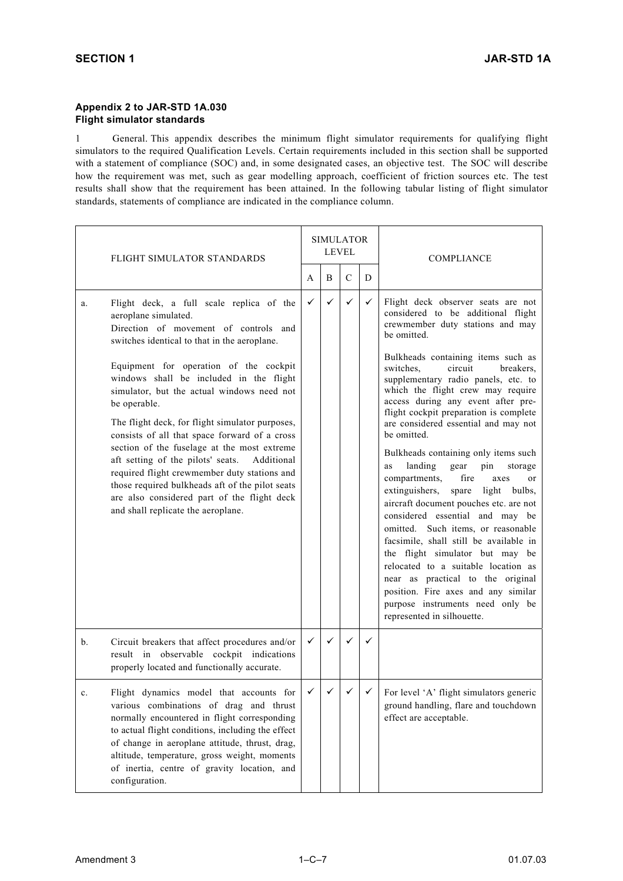### Appendix 2 to JAR-STD 1A.030
### Flight simulator standards

1 General. This appendix describes the minimum flight simulator requirements for qualifying flight simulators to the required Qualification Levels. Certain requirements included in this section shall be supported with a statement of compliance (SOC) and, in some designated cases, an objective test. The SOC will describe how the requirement was met, such as gear modelling approach, coefficient of friction sources etc. The test results shall show that the requirement has been attained. In the following tabular listing of flight simulator standards, statements of compliance are indicated in the compliance column.

| FLIGHT SIMULATOR STANDARDS | SIMULATOR LEVEL | | | | COMPLIANCE |
|---|---|---|---|---|---|
| | A | B | C | D | |
| a. Flight deck, a full scale replica of the aeroplane simulated.<br>Direction of movement of controls and switches identical to that in the aeroplane.<br><br>Equipment for operation of the cockpit windows shall be included in the flight simulator, but the actual windows need not be operable.<br><br>The flight deck, for flight simulator purposes, consists of all that space forward of a cross section of the fuselage at the most extreme aft setting of the pilots' seats. Additional required flight crewmember duty stations and those required bulkheads aft of the pilot seats are also considered part of the flight deck and shall replicate the aeroplane. | ✓ | ✓ | ✓ | ✓ | Flight deck observer seats are not considered to be additional flight crewmember duty stations and may be omitted.<br><br>Bulkheads containing items such as switches, circuit breakers, supplementary radio panels, etc. to which the flight crew may require access during any event after pre-flight cockpit preparation is complete are considered essential and may not be omitted.<br><br>Bulkheads containing only items such as landing gear pin storage compartments, fire axes or extinguishers, spare light bulbs, aircraft document pouches etc. are not considered essential and may be omitted. Such items, or reasonable facsimile, shall still be available in the flight simulator but may be relocated to a suitable location as near as practical to the original position. Fire axes and any similar purpose instruments need only be represented in silhouette. |
| b. Circuit breakers that affect procedures and/or result in observable cockpit indications properly located and functionally accurate. | ✓ | ✓ | ✓ | ✓ | |
| c. Flight dynamics model that accounts for various combinations of drag and thrust normally encountered in flight corresponding to actual flight conditions, including the effect of change in aeroplane attitude, thrust, drag, altitude, temperature, gross weight, moments of inertia, centre of gravity location, and configuration. | ✓ | ✓ | ✓ | ✓ | For level 'A' flight simulators generic ground handling, flare and touchdown effect are acceptable. |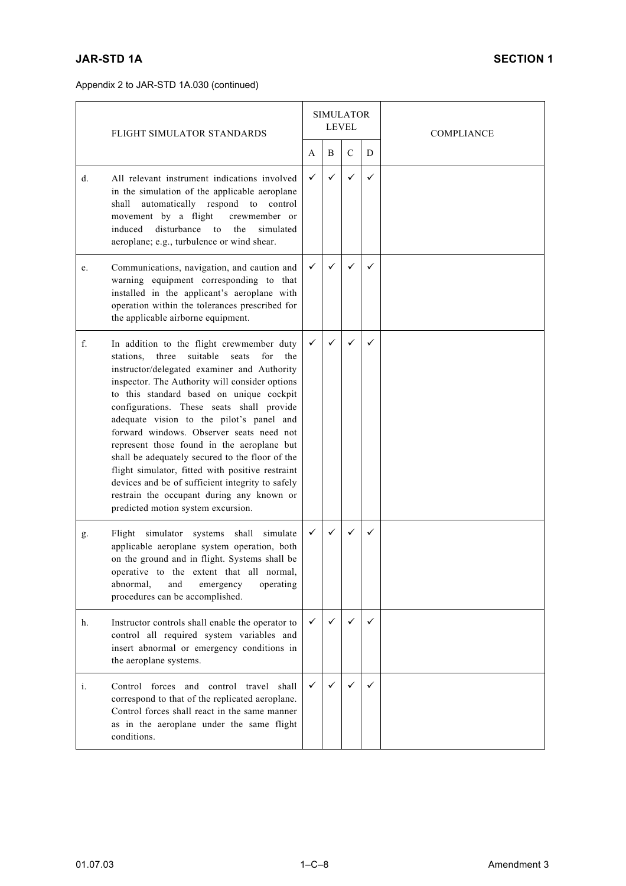Appendix 2 to JAR-STD 1A.030 (continued)

| | FLIGHT SIMULATOR STANDARDS | SIMULATOR LEVEL | | | | COMPLIANCE |
|---|---|---|---|---|---|---|
| | | A | B | C | D | |
| d. | All relevant instrument indications involved in the simulation of the applicable aeroplane shall automatically respond to control movement by a flight crewmember or induced disturbance to the simulated aeroplane; e.g., turbulence or wind shear. | ✓ | ✓ | ✓ | ✓ | |
| e. | Communications, navigation, and caution and warning equipment corresponding to that installed in the applicant's aeroplane with operation within the tolerances prescribed for the applicable airborne equipment. | ✓ | ✓ | ✓ | ✓ | |
| f. | In addition to the flight crewmember duty stations, three suitable seats for the instructor/delegated examiner and Authority inspector. The Authority will consider options to this standard based on unique cockpit configurations. These seats shall provide adequate vision to the pilot's panel and forward windows. Observer seats need not represent those found in the aeroplane but shall be adequately secured to the floor of the flight simulator, fitted with positive restraint devices and be of sufficient integrity to safely restrain the occupant during any known or predicted motion system excursion. | ✓ | ✓ | ✓ | ✓ | |
| g. | Flight simulator systems shall simulate applicable aeroplane system operation, both on the ground and in flight. Systems shall be operative to the extent that all normal, abnormal, and emergency operating procedures can be accomplished. | ✓ | ✓ | ✓ | ✓ | |
| h. | Instructor controls shall enable the operator to control all required system variables and insert abnormal or emergency conditions in the aeroplane systems. | ✓ | ✓ | ✓ | ✓ | |
| i. | Control forces and control travel shall correspond to that of the replicated aeroplane. Control forces shall react in the same manner as in the aeroplane under the same flight conditions. | ✓ | ✓ | ✓ | ✓ | |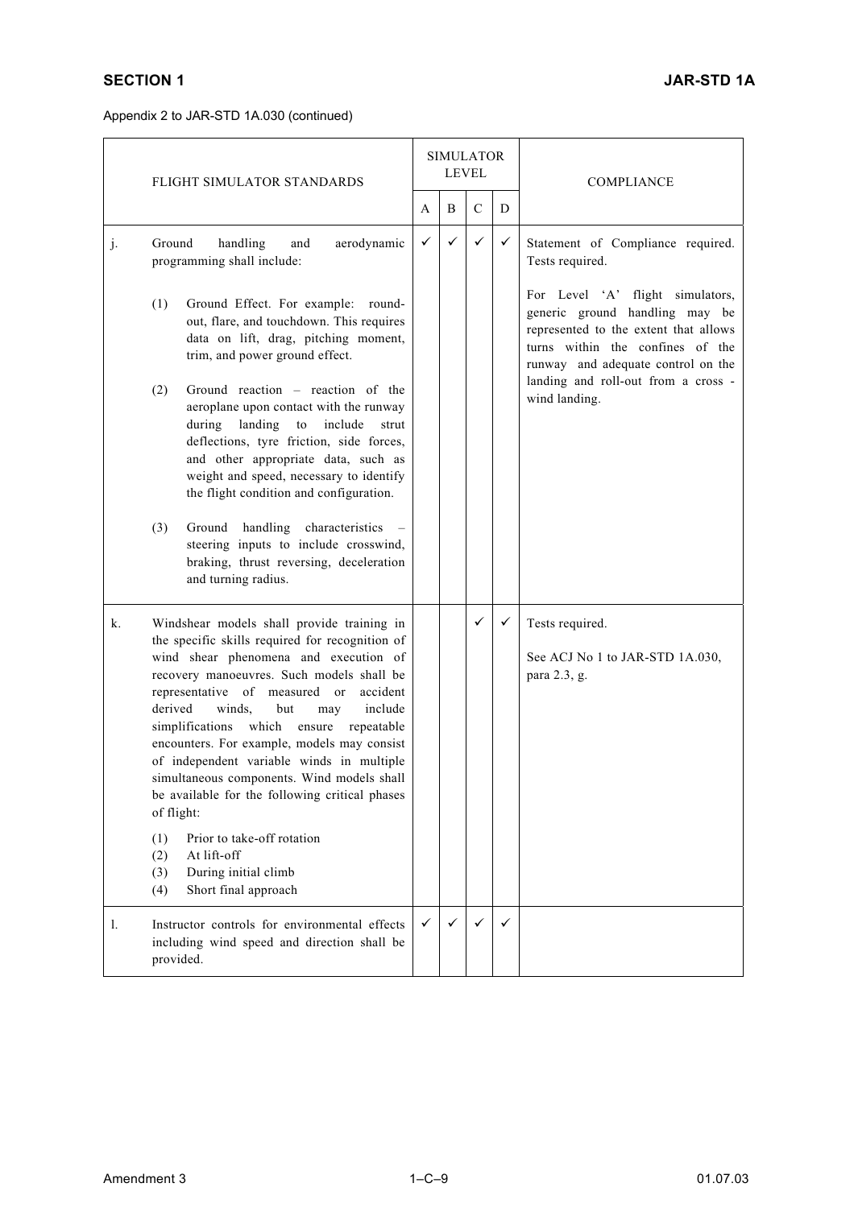Appendix 2 to JAR-STD 1A.030 (continued)

| | FLIGHT SIMULATOR STANDARDS | SIMULATOR LEVEL | | | | COMPLIANCE |
|---|---|---|---|---|---|---|
| | | A | B | C | D | |
| j. | Ground handling and aerodynamic programming shall include:<br><br>(1) Ground Effect. For example: round-out, flare, and touchdown. This requires data on lift, drag, pitching moment, trim, and power ground effect.<br><br>(2) Ground reaction – reaction of the aeroplane upon contact with the runway during landing to include strut deflections, tyre friction, side forces, and other appropriate data, such as weight and speed, necessary to identify the flight condition and configuration.<br><br>(3) Ground handling characteristics – steering inputs to include crosswind, braking, thrust reversing, deceleration and turning radius. | ✓ | ✓ | ✓ | ✓ | Statement of Compliance required. Tests required.<br><br>For Level 'A' flight simulators, generic ground handling may be represented to the extent that allows turns within the confines of the runway and adequate control on the landing and roll-out from a cross - wind landing. |
| k. | Windshear models shall provide training in the specific skills required for recognition of wind shear phenomena and execution of recovery manoeuvres. Such models shall be representative of measured or accident derived winds, but may include simplifications which ensure repeatable encounters. For example, models may consist of independent variable winds in multiple simultaneous components. Wind models shall be available for the following critical phases of flight:<br><br>(1) Prior to take-off rotation<br>(2) At lift-off<br>(3) During initial climb<br>(4) Short final approach | | | ✓ | ✓ | Tests required.<br><br>See ACJ No 1 to JAR-STD 1A.030, para 2.3, g. |
| l. | Instructor controls for environmental effects including wind speed and direction shall be provided. | ✓ | ✓ | ✓ | ✓ | |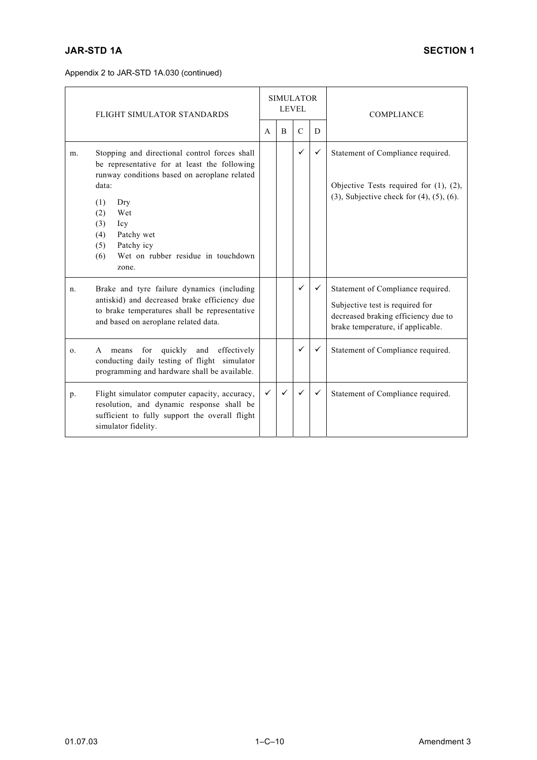Appendix 2 to JAR-STD 1A.030 (continued)

| | FLIGHT SIMULATOR STANDARDS | SIMULATOR LEVEL | | | | COMPLIANCE |
|---|---|---|---|---|---|---|
| | | A | B | C | D | |
| m. | Stopping and directional control forces shall be representative for at least the following runway conditions based on aeroplane related data:<br>(1) Dry<br>(2) Wet<br>(3) Icy<br>(4) Patchy wet<br>(5) Patchy icy<br>(6) Wet on rubber residue in touchdown zone. | | | ✓ | ✓ | Statement of Compliance required.<br><br>Objective Tests required for (1), (2), (3), Subjective check for (4), (5), (6). |
| n. | Brake and tyre failure dynamics (including antiskid) and decreased brake efficiency due to brake temperatures shall be representative and based on aeroplane related data. | | | ✓ | ✓ | Statement of Compliance required.<br>Subjective test is required for decreased braking efficiency due to brake temperature, if applicable. |
| o. | A means for quickly and effectively conducting daily testing of flight simulator programming and hardware shall be available. | | | ✓ | ✓ | Statement of Compliance required. |
| p. | Flight simulator computer capacity, accuracy, resolution, and dynamic response shall be sufficient to fully support the overall flight simulator fidelity. | ✓ | ✓ | ✓ | ✓ | Statement of Compliance required. |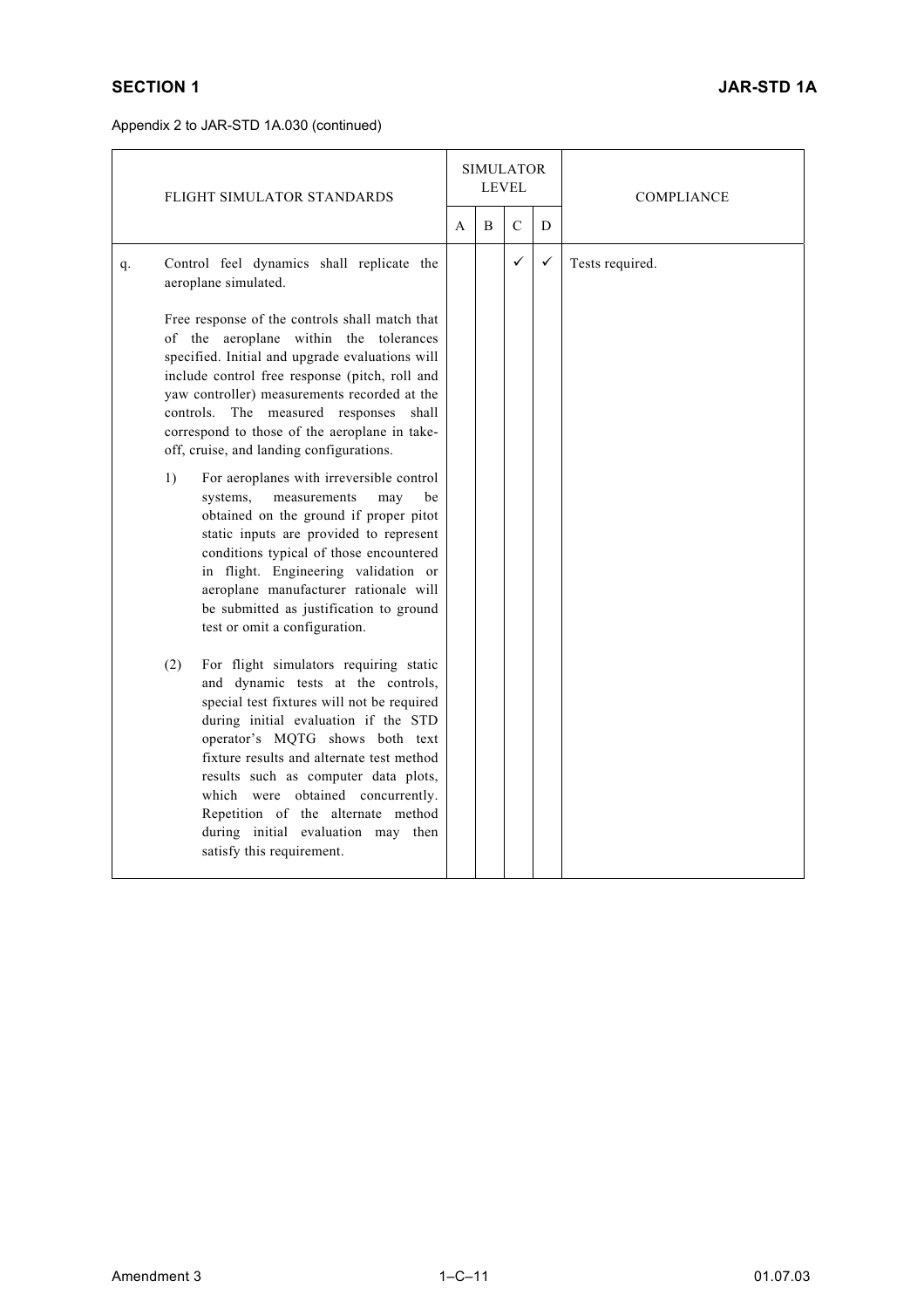Appendix 2 to JAR-STD 1A.030 (continued)

| FLIGHT SIMULATOR STANDARDS | SIMULATOR LEVEL | | | | COMPLIANCE |
|---|---|---|---|---|---|
| | A | B | C | D | |
| q. Control feel dynamics shall replicate the aeroplane simulated.<br><br>Free response of the controls shall match that of the aeroplane within the tolerances specified. Initial and upgrade evaluations will include control free response (pitch, roll and yaw controller) measurements recorded at the controls. The measured responses shall correspond to those of the aeroplane in take-off, cruise, and landing configurations.<br><br>1) For aeroplanes with irreversible control systems, measurements may be obtained on the ground if proper pitot static inputs are provided to represent conditions typical of those encountered in flight. Engineering validation or aeroplane manufacturer rationale will be submitted as justification to ground test or omit a configuration.<br><br>(2) For flight simulators requiring static and dynamic tests at the controls, special test fixtures will not be required during initial evaluation if the STD operator's MQTG shows both text fixture results and alternate test method results such as computer data plots, which were obtained concurrently. Repetition of the alternate method during initial evaluation may then satisfy this requirement. | | | ✓ | ✓ | Tests required. |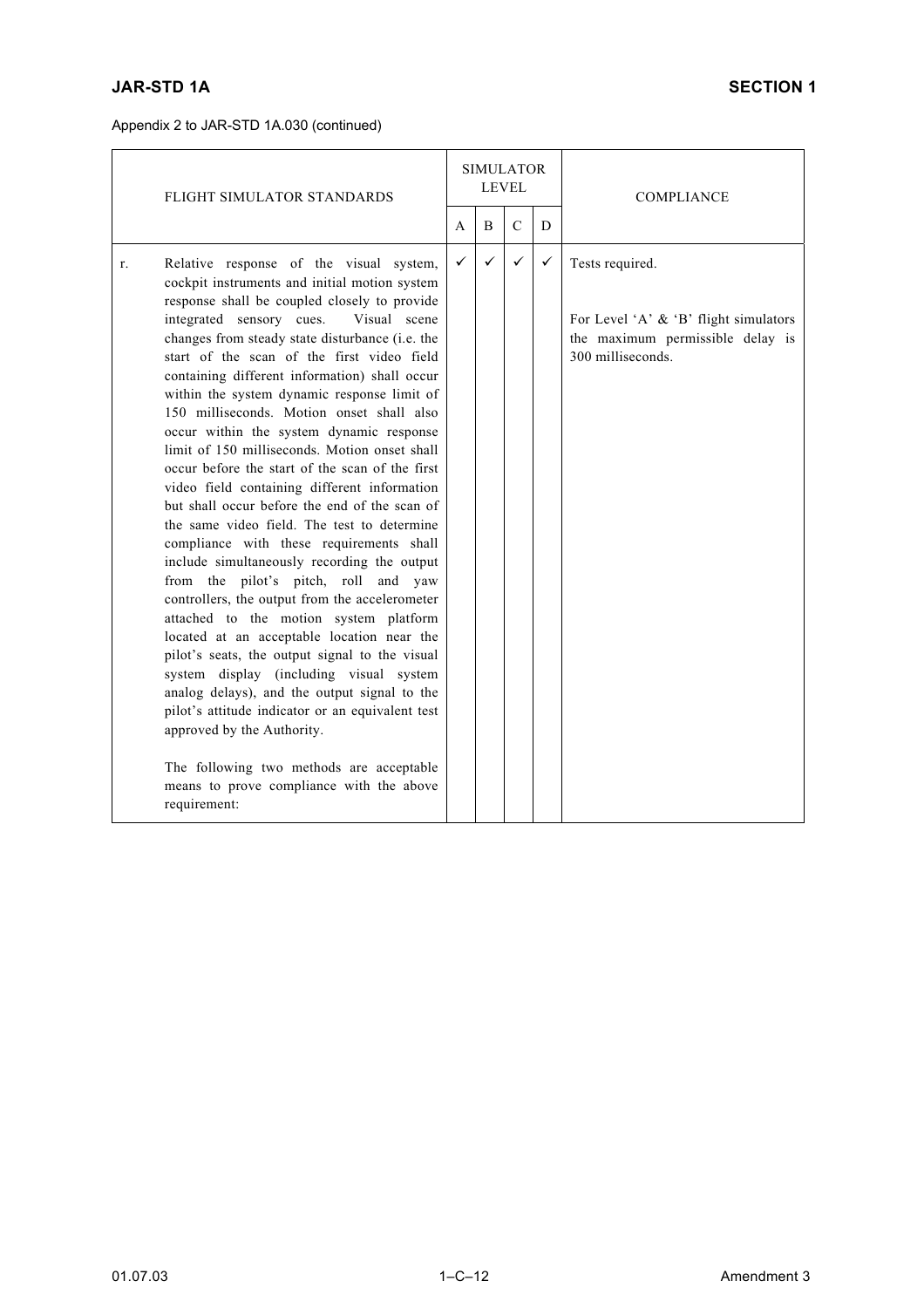Appendix 2 to JAR-STD 1A.030 (continued)

| FLIGHT SIMULATOR STANDARDS | SIMULATOR LEVEL | | | | COMPLIANCE |
|---|---|---|---|---|---|
| | A | B | C | D | |
| r. Relative response of the visual system, cockpit instruments and initial motion system response shall be coupled closely to provide integrated sensory cues. Visual scene changes from steady state disturbance (i.e. the start of the scan of the first video field containing different information) shall occur within the system dynamic response limit of 150 milliseconds. Motion onset shall also occur within the system dynamic response limit of 150 milliseconds. Motion onset shall occur before the start of the scan of the first video field containing different information but shall occur before the end of the scan of the same video field. The test to determine compliance with these requirements shall include simultaneously recording the output from the pilot's pitch, roll and yaw controllers, the output from the accelerometer attached to the motion system platform located at an acceptable location near the pilot's seats, the output signal to the visual system display (including visual system analog delays), and the output signal to the pilot's attitude indicator or an equivalent test approved by the Authority.<br><br>The following two methods are acceptable means to prove compliance with the above requirement: | ✓ | ✓ | ✓ | ✓ | Tests required.<br><br>For Level 'A' & 'B' flight simulators the maximum permissible delay is 300 milliseconds. |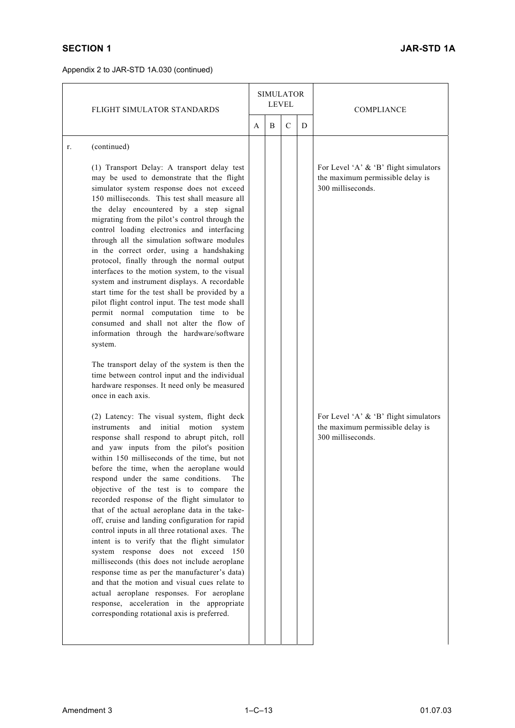Appendix 2 to JAR-STD 1A.030 (continued)

| FLIGHT SIMULATOR STANDARDS | SIMULATOR LEVEL | | | | COMPLIANCE |
|---|---|---|---|---|---|
| | A | B | C | D | |
| r. (continued) | | | | | |
| (1) Transport Delay: A transport delay test may be used to demonstrate that the flight simulator system response does not exceed 150 milliseconds. This test shall measure all the delay encountered by a step signal migrating from the pilot's control through the control loading electronics and interfacing through all the simulation software modules in the correct order, using a handshaking protocol, finally through the normal output interfaces to the motion system, to the visual system and instrument displays. A recordable start time for the test shall be provided by a pilot flight control input. The test mode shall permit normal computation time to be consumed and shall not alter the flow of information through the hardware/software system.<br><br>The transport delay of the system is then the time between control input and the individual hardware responses. It need only be measured once in each axis. | | | | | For Level 'A' & 'B' flight simulators the maximum permissible delay is 300 milliseconds. |
| (2) Latency: The visual system, flight deck instruments and initial motion system response shall respond to abrupt pitch, roll and yaw inputs from the pilot's position within 150 milliseconds of the time, but not before the time, when the aeroplane would respond under the same conditions. The objective of the test is to compare the recorded response of the flight simulator to that of the actual aeroplane data in the take-off, cruise and landing configuration for rapid control inputs in all three rotational axes. The intent is to verify that the flight simulator system response does not exceed 150 milliseconds (this does not include aeroplane response time as per the manufacturer's data) and that the motion and visual cues relate to actual aeroplane responses. For aeroplane response, acceleration in the appropriate corresponding rotational axis is preferred. | | | | | For Level 'A' & 'B' flight simulators the maximum permissible delay is 300 milliseconds. |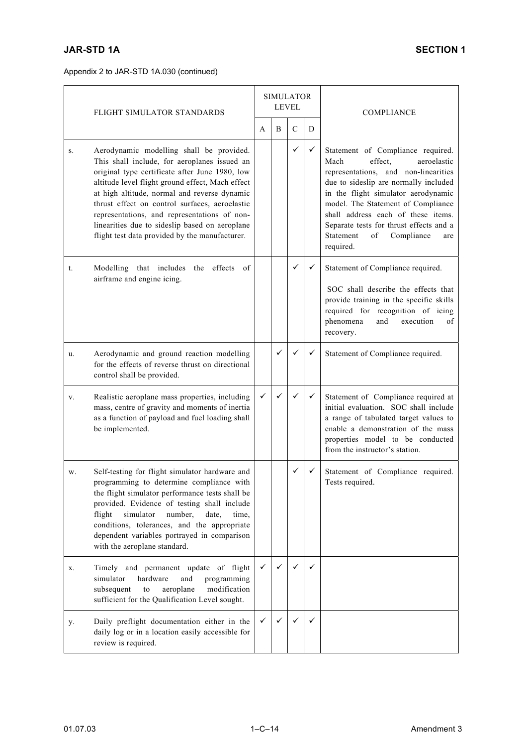Appendix 2 to JAR-STD 1A.030 (continued)

| | FLIGHT SIMULATOR STANDARDS | SIMULATOR LEVEL | | | | COMPLIANCE |
|---|---|---|---|---|---|---|
| | | A | B | C | D | |
| s. | Aerodynamic modelling shall be provided. This shall include, for aeroplanes issued an original type certificate after June 1980, low altitude level flight ground effect, Mach effect at high altitude, normal and reverse dynamic thrust effect on control surfaces, aeroelastic representations, and representations of non-linearities due to sideslip based on aeroplane flight test data provided by the manufacturer. | | | ✓ | ✓ | Statement of Compliance required. Mach effect, aeroelastic representations, and non-linearities due to sideslip are normally included in the flight simulator aerodynamic model. The Statement of Compliance shall address each of these items. Separate tests for thrust effects and a Statement of Compliance are required. |
| t. | Modelling that includes the effects of airframe and engine icing. | | | ✓ | ✓ | Statement of Compliance required. SOC shall describe the effects that provide training in the specific skills required for recognition of icing phenomena and execution of recovery. |
| u. | Aerodynamic and ground reaction modelling for the effects of reverse thrust on directional control shall be provided. | | ✓ | ✓ | ✓ | Statement of Compliance required. |
| v. | Realistic aeroplane mass properties, including mass, centre of gravity and moments of inertia as a function of payload and fuel loading shall be implemented. | ✓ | ✓ | ✓ | ✓ | Statement of Compliance required at initial evaluation. SOC shall include a range of tabulated target values to enable a demonstration of the mass properties model to be conducted from the instructor's station. |
| w. | Self-testing for flight simulator hardware and programming to determine compliance with the flight simulator performance tests shall be provided. Evidence of testing shall include flight simulator number, date, time, conditions, tolerances, and the appropriate dependent variables portrayed in comparison with the aeroplane standard. | | | ✓ | ✓ | Statement of Compliance required. Tests required. |
| x. | Timely and permanent update of flight simulator hardware and programming subsequent to aeroplane modification sufficient for the Qualification Level sought. | ✓ | ✓ | ✓ | ✓ | |
| y. | Daily preflight documentation either in the daily log or in a location easily accessible for review is required. | ✓ | ✓ | ✓ | ✓ | |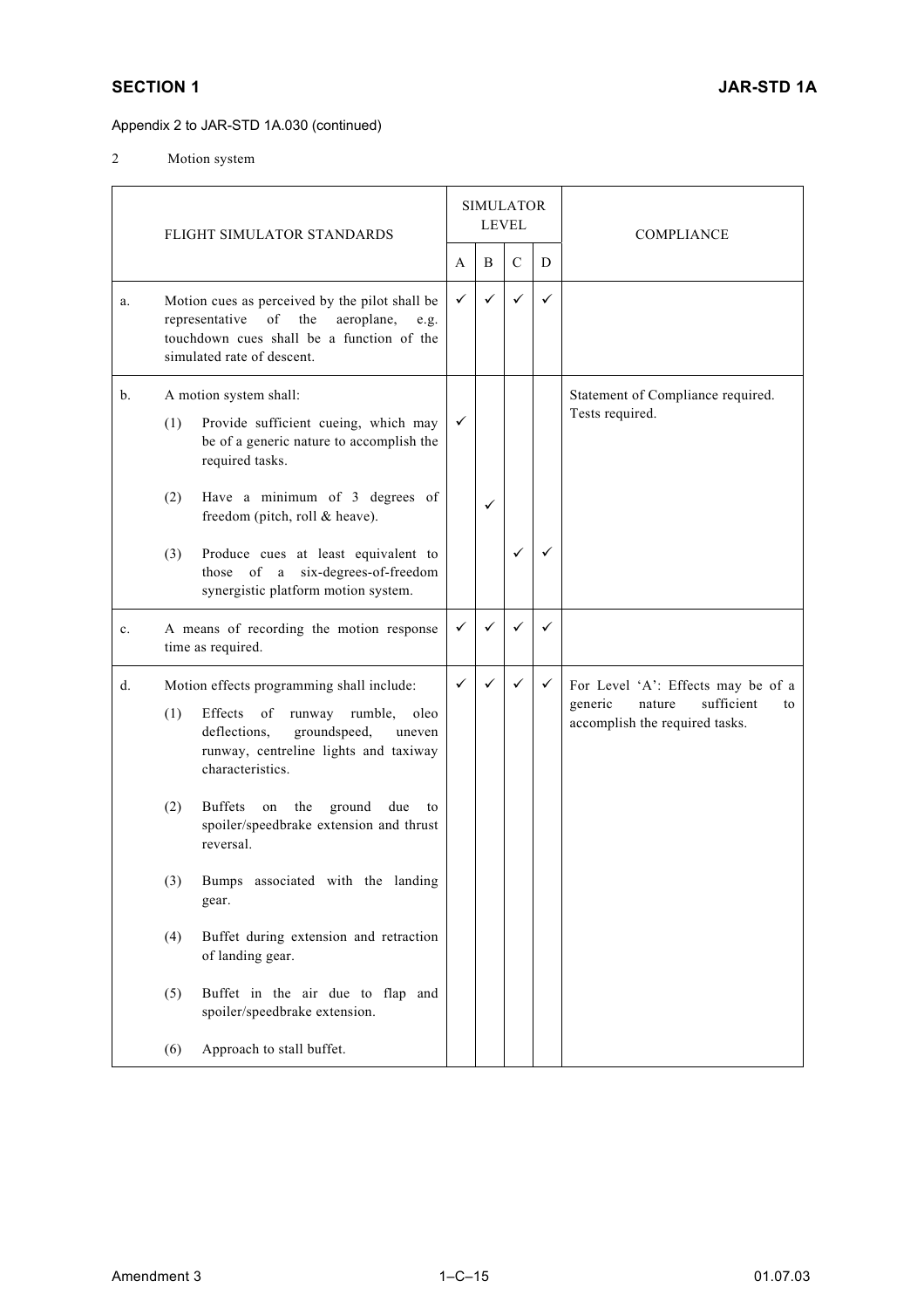Appendix 2 to JAR-STD 1A.030 (continued)

2 Motion system

| | FLIGHT SIMULATOR STANDARDS | SIMULATOR LEVEL | | | | COMPLIANCE |
|---|---|---|---|---|---|---|
| | | A | B | C | D | |
| a. | Motion cues as perceived by the pilot shall be representative of the aeroplane, e.g. touchdown cues shall be a function of the simulated rate of descent. | ✓ | ✓ | ✓ | ✓ | |
| b. | A motion system shall: | | | | | Statement of Compliance required. Tests required. |
| | (1) Provide sufficient cueing, which may be of a generic nature to accomplish the required tasks. | ✓ | | | | |
| | (2) Have a minimum of 3 degrees of freedom (pitch, roll & heave). | | ✓ | | | |
| | (3) Produce cues at least equivalent to those of a six-degrees-of-freedom synergistic platform motion system. | | | ✓ | ✓ | |
| c. | A means of recording the motion response time as required. | ✓ | ✓ | ✓ | ✓ | |
| d. | Motion effects programming shall include: | ✓ | ✓ | ✓ | ✓ | For Level 'A': Effects may be of a generic nature sufficient to accomplish the required tasks. |
| | (1) Effects of runway rumble, oleo deflections, groundspeed, uneven runway, centreline lights and taxiway characteristics. | | | | | |
| | (2) Buffets on the ground due to spoiler/speedbrake extension and thrust reversal. | | | | | |
| | (3) Bumps associated with the landing gear. | | | | | |
| | (4) Buffet during extension and retraction of landing gear. | | | | | |
| | (5) Buffet in the air due to flap and spoiler/speedbrake extension. | | | | | |
| | (6) Approach to stall buffet. | | | | | |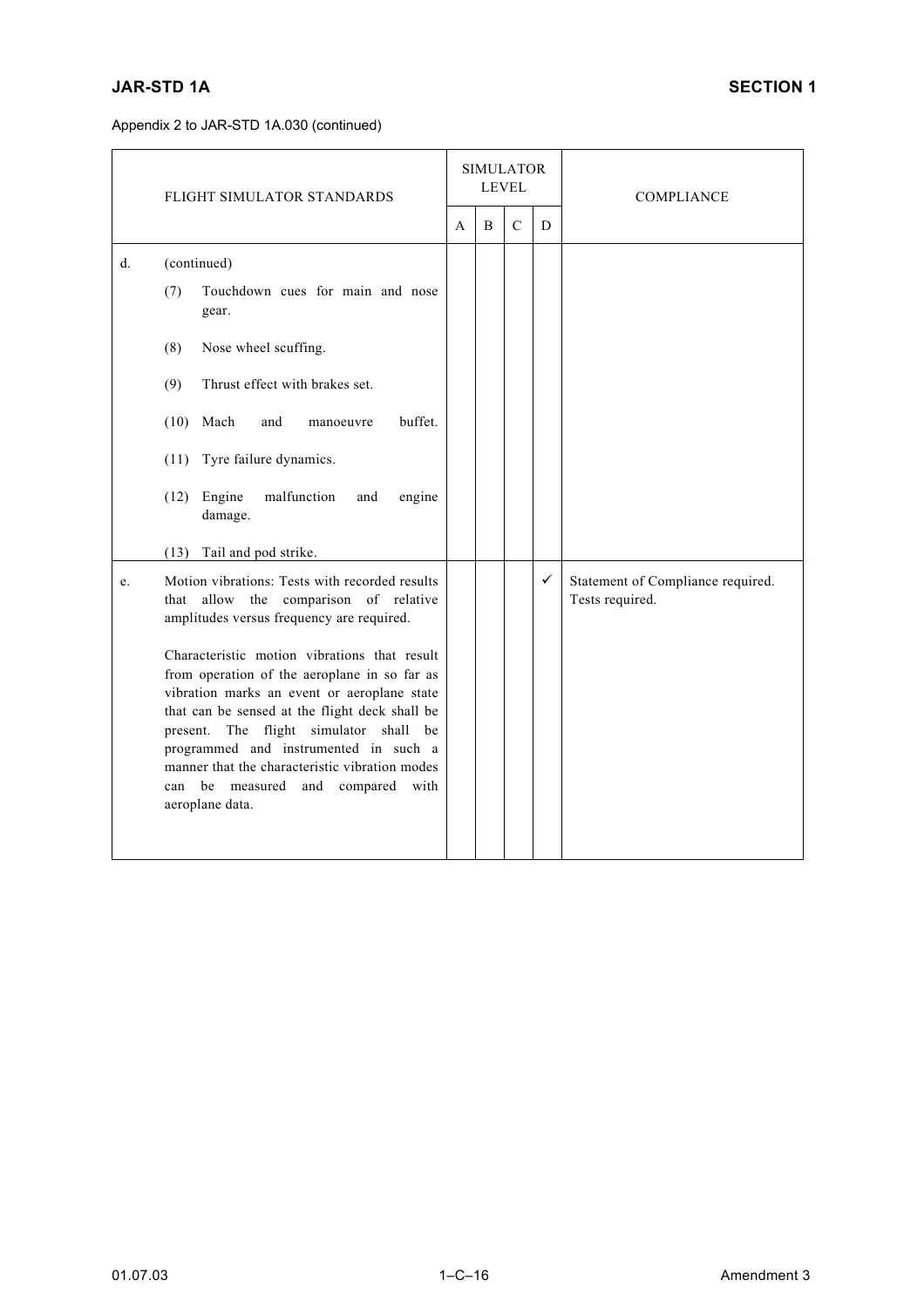Appendix 2 to JAR-STD 1A.030 (continued)

| FLIGHT SIMULATOR STANDARDS | SIMULATOR LEVEL | | | | COMPLIANCE |
|---|---|---|---|---|---|
| | A | B | C | D | |
| d. (continued)<br>(7) Touchdown cues for main and nose gear.<br>(8) Nose wheel scuffing.<br>(9) Thrust effect with brakes set.<br>(10) Mach and manoeuvre buffet.<br>(11) Tyre failure dynamics.<br>(12) Engine malfunction and engine damage.<br>(13) Tail and pod strike. | | | | | |
| e. Motion vibrations: Tests with recorded results that allow the comparison of relative amplitudes versus frequency are required.<br><br>Characteristic motion vibrations that result from operation of the aeroplane in so far as vibration marks an event or aeroplane state that can be sensed at the flight deck shall be present. The flight simulator shall be programmed and instrumented in such a manner that the characteristic vibration modes can be measured and compared with aeroplane data. | | | | ✓ | Statement of Compliance required.<br>Tests required. |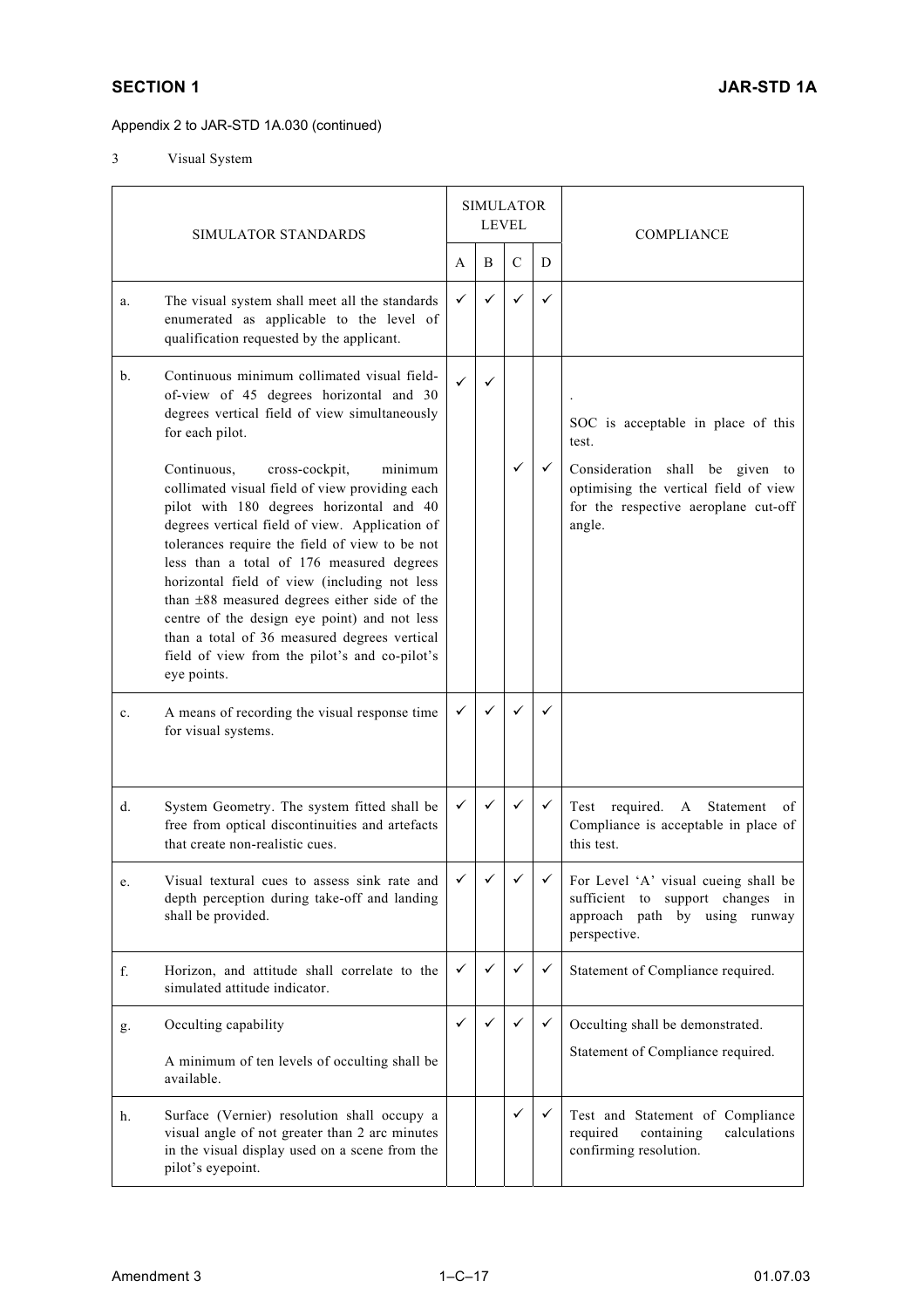Appendix 2 to JAR-STD 1A.030 (continued)

3 Visual System

| SIMULATOR STANDARDS | | SIMULATOR LEVEL | | | | COMPLIANCE |
|---|---|---|---|---|---|---|
| | | A | B | C | D | |
| a. | The visual system shall meet all the standards enumerated as applicable to the level of qualification requested by the applicant. | ✓ | ✓ | ✓ | ✓ | |
| b. | Continuous minimum collimated visual field-of-view of 45 degrees horizontal and 30 degrees vertical field of view simultaneously for each pilot. | ✓ | ✓ | | | SOC is acceptable in place of this test. |
| | Continuous, cross-cockpit, minimum collimated visual field of view providing each pilot with 180 degrees horizontal and 40 degrees vertical field of view. Application of tolerances require the field of view to be not less than a total of 176 measured degrees horizontal field of view (including not less than ±88 measured degrees either side of the centre of the design eye point) and not less than a total of 36 measured degrees vertical field of view from the pilot's and co-pilot's eye points. | | | ✓ | ✓ | Consideration shall be given to optimising the vertical field of view for the respective aeroplane cut-off angle. |
| c. | A means of recording the visual response time for visual systems. | ✓ | ✓ | ✓ | ✓ | |
| d. | System Geometry. The system fitted shall be free from optical discontinuities and artefacts that create non-realistic cues. | ✓ | ✓ | ✓ | ✓ | Test required. A Statement of Compliance is acceptable in place of this test. |
| e. | Visual textural cues to assess sink rate and depth perception during take-off and landing shall be provided. | ✓ | ✓ | ✓ | ✓ | For Level 'A' visual cueing shall be sufficient to support changes in approach path by using runway perspective. |
| f. | Horizon, and attitude shall correlate to the simulated attitude indicator. | ✓ | ✓ | ✓ | ✓ | Statement of Compliance required. |
| g. | Occulting capability<br><br>A minimum of ten levels of occulting shall be available. | ✓ | ✓ | ✓ | ✓ | Occulting shall be demonstrated.<br><br>Statement of Compliance required. |
| h. | Surface (Vernier) resolution shall occupy a visual angle of not greater than 2 arc minutes in the visual display used on a scene from the pilot's eyepoint. | | | ✓ | ✓ | Test and Statement of Compliance required containing calculations confirming resolution. |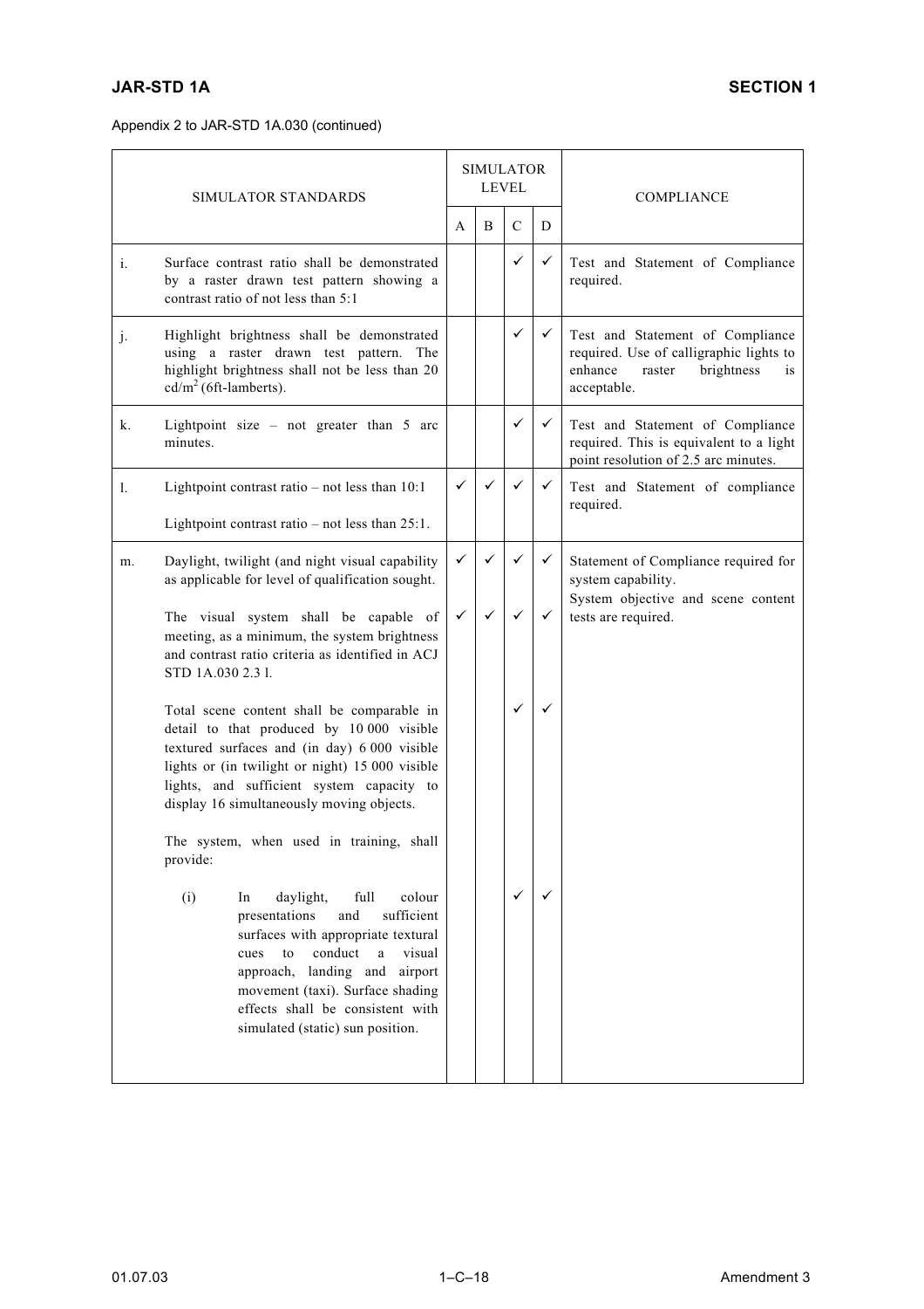Appendix 2 to JAR-STD 1A.030 (continued)

| | SIMULATOR STANDARDS | SIMULATOR LEVEL | | | | COMPLIANCE |
|---|---|---|---|---|---|---|
| | | A | B | C | D | |
| i. | Surface contrast ratio shall be demonstrated by a raster drawn test pattern showing a contrast ratio of not less than 5:1 | | | ✓ | ✓ | Test and Statement of Compliance required. |
| j. | Highlight brightness shall be demonstrated using a raster drawn test pattern. The highlight brightness shall not be less than 20 $cd/m^2$ (6ft-lamberts). | | | ✓ | ✓ | Test and Statement of Compliance required. Use of calligraphic lights to enhance raster brightness is acceptable. |
| k. | Lightpoint size – not greater than 5 arc minutes. | | | ✓ | ✓ | Test and Statement of Compliance required. This is equivalent to a light point resolution of 2.5 arc minutes. |
| l. | Lightpoint contrast ratio – not less than 10:1<br><br>Lightpoint contrast ratio – not less than 25:1. | ✓ | ✓ | ✓ | ✓ | Test and Statement of compliance required. |
| m. | Daylight, twilight (and night visual capability as applicable for level of qualification sought. | ✓ | ✓ | ✓ | ✓ | Statement of Compliance required for system capability.<br>System objective and scene content tests are required. |
| | The visual system shall be capable of meeting, as a minimum, the system brightness and contrast ratio criteria as identified in ACJ STD 1A.030 2.3 l. | ✓ | ✓ | ✓ | ✓ | |
| | Total scene content shall be comparable in detail to that produced by 10 000 visible textured surfaces and (in day) 6 000 visible lights or (in twilight or night) 15 000 visible lights, and sufficient system capacity to display 16 simultaneously moving objects. | | | ✓ | ✓ | |
| | The system, when used in training, shall provide: | | | | | |
| | (i) In daylight, full colour presentations and sufficient surfaces with appropriate textural cues to conduct a visual approach, landing and airport movement (taxi). Surface shading effects shall be consistent with simulated (static) sun position. | | | ✓ | ✓ | |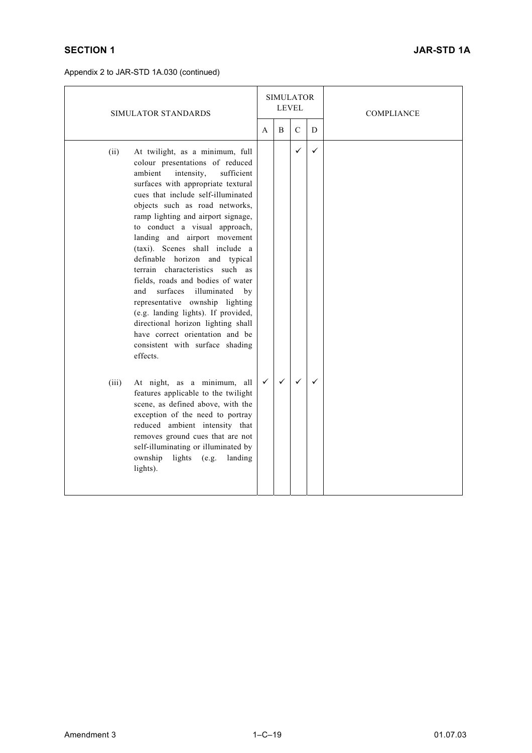Appendix 2 to JAR-STD 1A.030 (continued)

| SIMULATOR STANDARDS | SIMULATOR LEVEL | | | | COMPLIANCE |
|---|---|---|---|---|---|
| | A | B | C | D | |
| (ii) At twilight, as a minimum, full colour presentations of reduced ambient intensity, sufficient surfaces with appropriate textural cues that include self-illuminated objects such as road networks, ramp lighting and airport signage, to conduct a visual approach, landing and airport movement (taxi). Scenes shall include a definable horizon and typical terrain characteristics such as fields, roads and bodies of water and surfaces illuminated by representative ownship lighting (e.g. landing lights). If provided, directional horizon lighting shall have correct orientation and be consistent with surface shading effects. | | | ✓ | ✓ | |
| (iii) At night, as a minimum, all features applicable to the twilight scene, as defined above, with the exception of the need to portray reduced ambient intensity that removes ground cues that are not self-illuminating or illuminated by ownship lights (e.g. landing lights). | ✓ | ✓ | ✓ | ✓ | |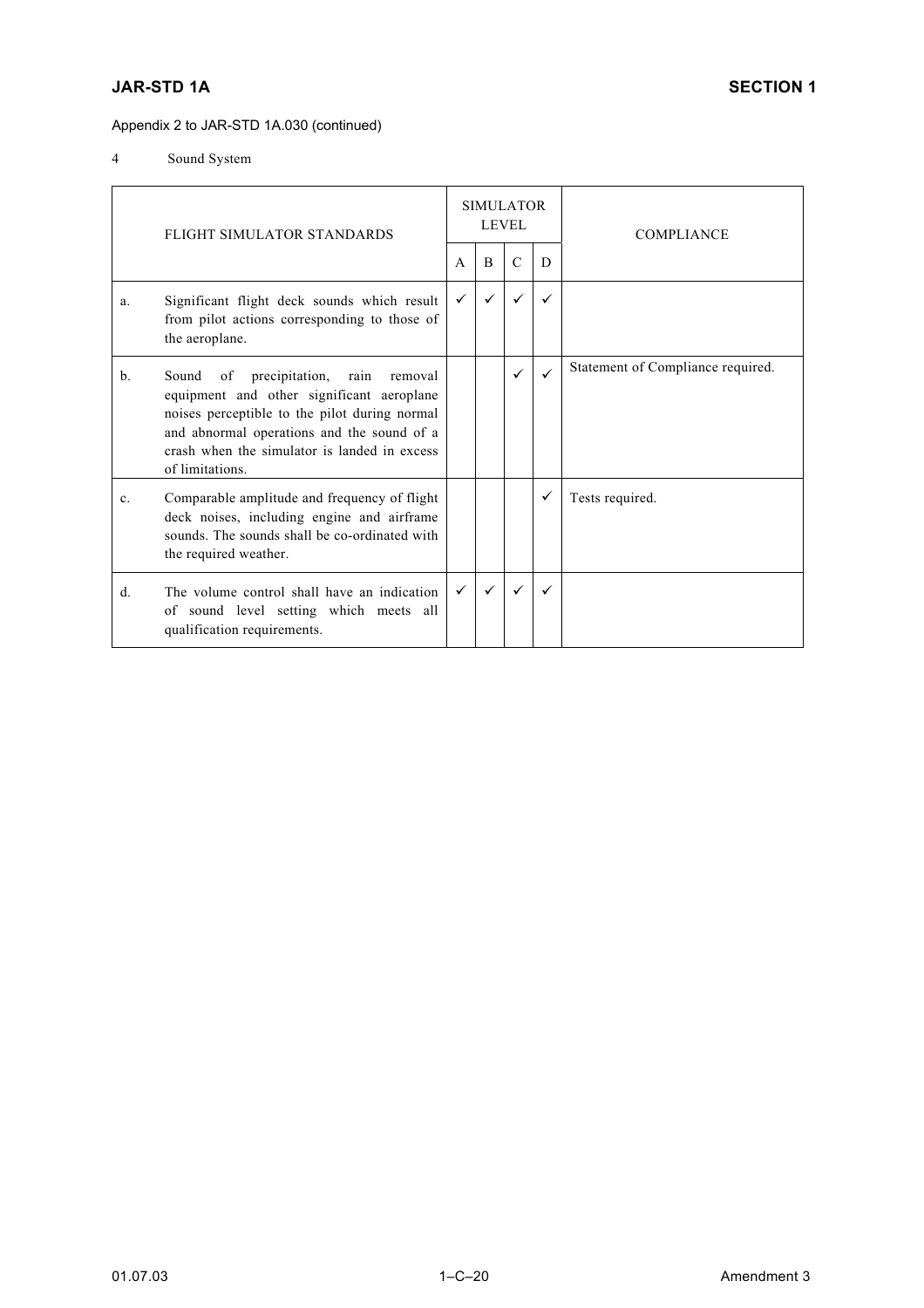Appendix 2 to JAR-STD 1A.030 (continued)

4 Sound System

| | FLIGHT SIMULATOR STANDARDS | SIMULATOR LEVEL | | | | COMPLIANCE |
|---|---|---|---|---|---|---|
| | | A | B | C | D | |
| a. | Significant flight deck sounds which result from pilot actions corresponding to those of the aeroplane. | ✓ | ✓ | ✓ | ✓ | |
| b. | Sound of precipitation, rain removal equipment and other significant aeroplane noises perceptible to the pilot during normal and abnormal operations and the sound of a crash when the simulator is landed in excess of limitations. | | | ✓ | ✓ | Statement of Compliance required. |
| c. | Comparable amplitude and frequency of flight deck noises, including engine and airframe sounds. The sounds shall be co-ordinated with the required weather. | | | | ✓ | Tests required. |
| d. | The volume control shall have an indication of sound level setting which meets all qualification requirements. | ✓ | ✓ | ✓ | ✓ | |